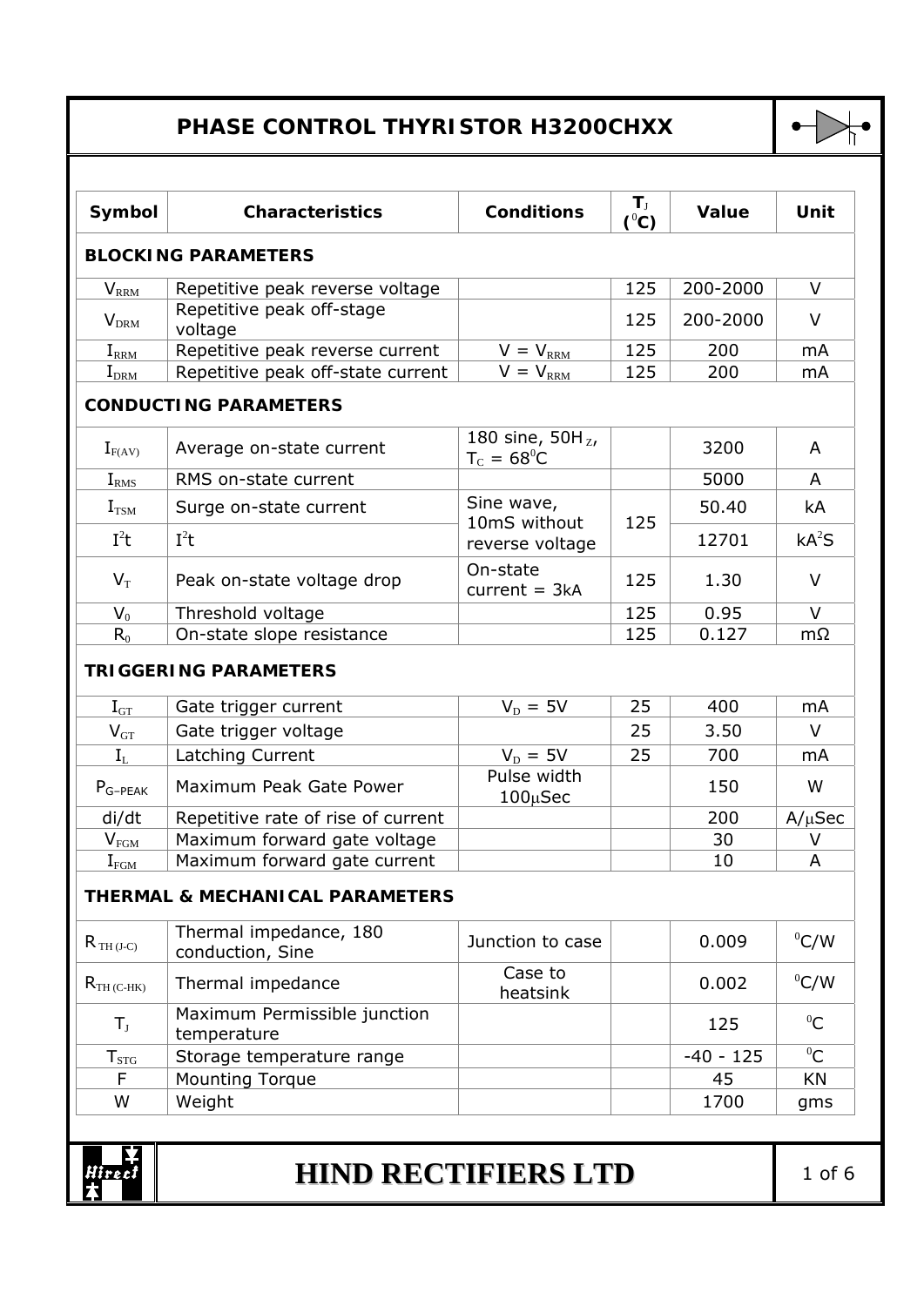# PHASE CONTROL THYRISTOR H3200CHXX

| Symbol | Characteristics | Conditions | $T_J$ ($^0C$) | Value | Unit |
|---|---|---|---|---|---|
| **BLOCKING PARAMETERS** | | | | | |
| $V_{RRM}$ | Repetitive peak reverse voltage | | 125 | 200-2000 | V |
| $V_{DRM}$ | Repetitive peak off-stage voltage | | 125 | 200-2000 | V |
| $I_{RRM}$ | Repetitive peak reverse current | $V = V_{RRM}$ | 125 | 200 | mA |
| $I_{DRM}$ | Repetitive peak off-state current | $V = V_{RRM}$ | 125 | 200 | mA |
| **CONDUCTING PARAMETERS** | | | | | |
| $I_{F(AV)}$ | Average on-state current | 180 sine, 50H$_Z$, $T_C = 68^0C$ | | 3200 | A |
| $I_{RMS}$ | RMS on-state current | | | 5000 | A |
| $I_{TSM}$ | Surge on-state current | Sine wave, 10mS without reverse voltage | 125 | 50.40 | kA |
| $I^2t$ | $I^2t$ | | | 12701 | $kA^2S$ |
| $V_T$ | Peak on-state voltage drop | On-state current = 3kA | 125 | 1.30 | V |
| $V_0$ | Threshold voltage | | 125 | 0.95 | V |
| $R_0$ | On-state slope resistance | | 125 | 0.127 | mΩ |
| **TRIGGERING PARAMETERS** | | | | | |
| $I_{GT}$ | Gate trigger current | $V_D = 5V$ | 25 | 400 | mA |
| $V_{GT}$ | Gate trigger voltage | | 25 | 3.50 | V |
| $I_L$ | Latching Current | $V_D = 5V$ | 25 | 700 | mA |
| $P_{G-PEAK}$ | Maximum Peak Gate Power | Pulse width 100μSec | | 150 | W |
| di/dt | Repetitive rate of rise of current | | | 200 | A/μSec |
| $V_{FGM}$ | Maximum forward gate voltage | | | 30 | V |
| $I_{FGM}$ | Maximum forward gate current | | | 10 | A |
| **THERMAL & MECHANICAL PARAMETERS** | | | | | |
| $R_{TH(J-C)}$ | Thermal impedance, 180 conduction, Sine | Junction to case | | 0.009 | $^0C/W$ |
| $R_{TH(C-HK)}$ | Thermal impedance | Case to heatsink | | 0.002 | $^0C/W$ |
| $T_J$ | Maximum Permissible junction temperature | | | 125 | $^0C$ |
| $T_{STG}$ | Storage temperature range | | | -40 - 125 | $^0C$ |
| F | Mounting Torque | | | 45 | KN |
| W | Weight | | | 1700 | gms |

**HIND RECTIFIERS LTD**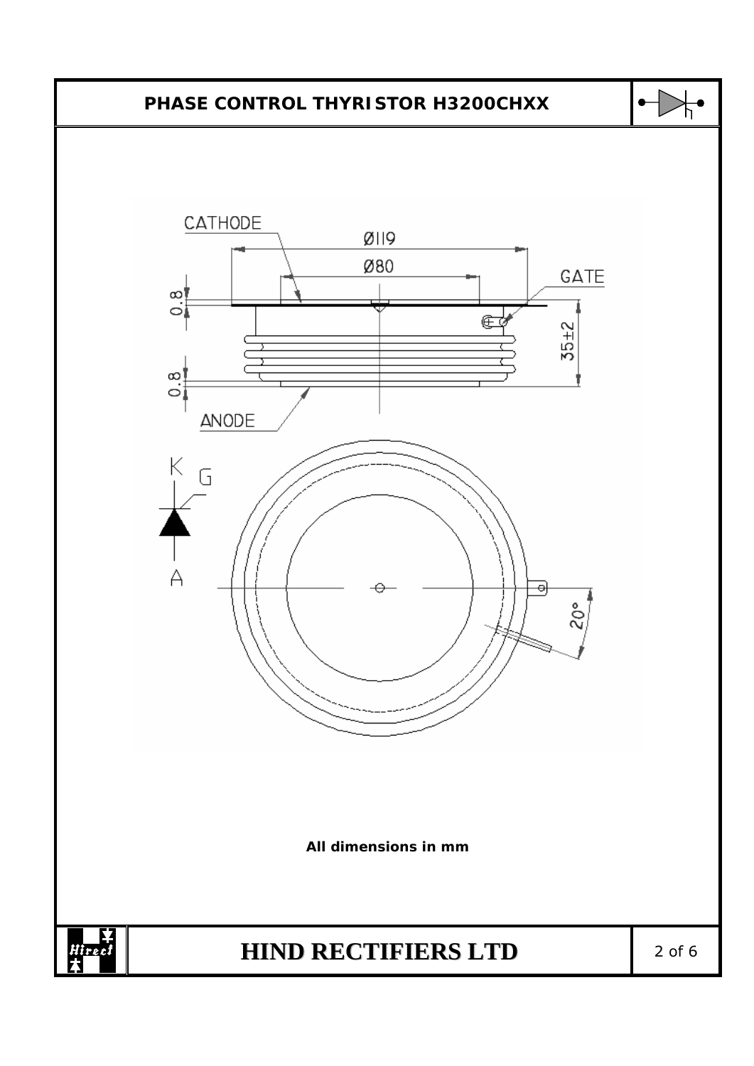# PHASE CONTROL THYRISTOR H3200CHXX

CATHODE

Ø119

Ø80

GATE

0.8

35±2

0.8

ANODE

K G

A

20°

**All dimensions in mm**

# HIND RECTIFIERS LTD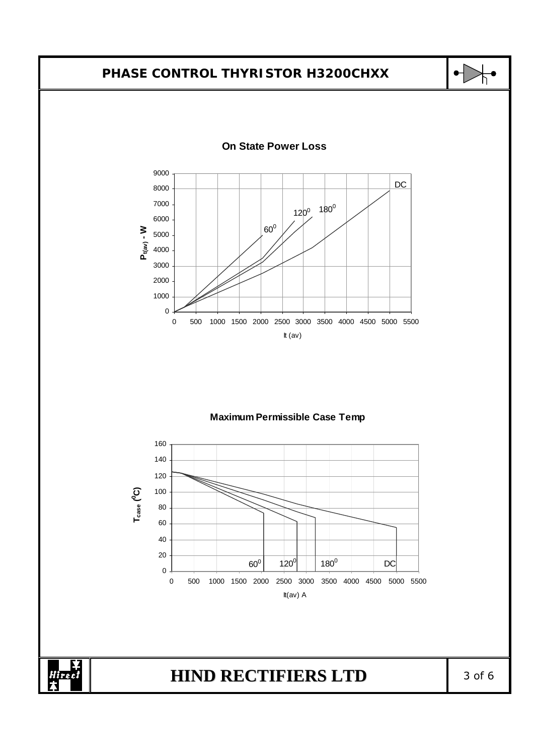## On State Power Loss

$P_{t(av)}$ - W

It (av)

Curves: $60^0$, $120^0$, $180^0$, DC

## Maximum Permissible Case Temp

$T_{case}$ ($^0$C)

It(av) A

Curves: $60^0$, $120^0$, $180^0$, DC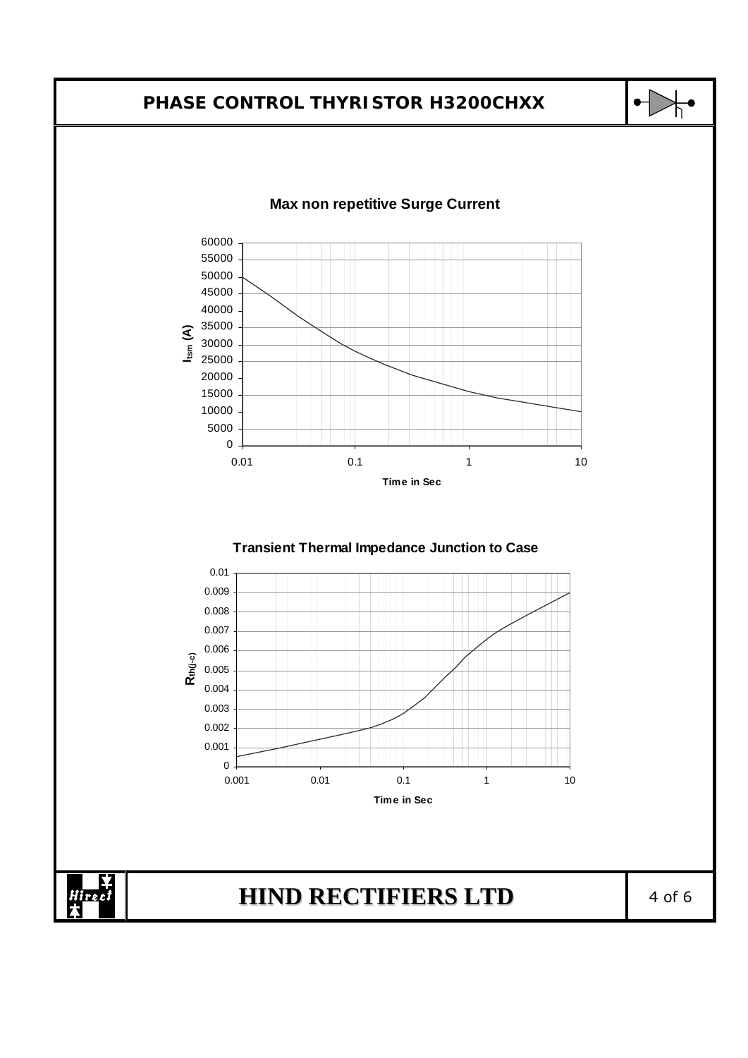# PHASE CONTROL THYRISTOR H3200CHXX

## Max non repetitive Surge Current

$I_{tsm}$ (A)

60000, 55000, 50000, 45000, 40000, 35000, 30000, 25000, 20000, 15000, 10000, 5000, 0

0.01, 0.1, 1, 10

Time in Sec

## Transient Thermal Impedance Junction to Case

$R_{th(j-c)}$

0.01, 0.009, 0.008, 0.007, 0.006, 0.005, 0.004, 0.003, 0.002, 0.001, 0

0.001, 0.01, 0.1, 1, 10

Time in Sec

**HIND RECTIFIERS LTD**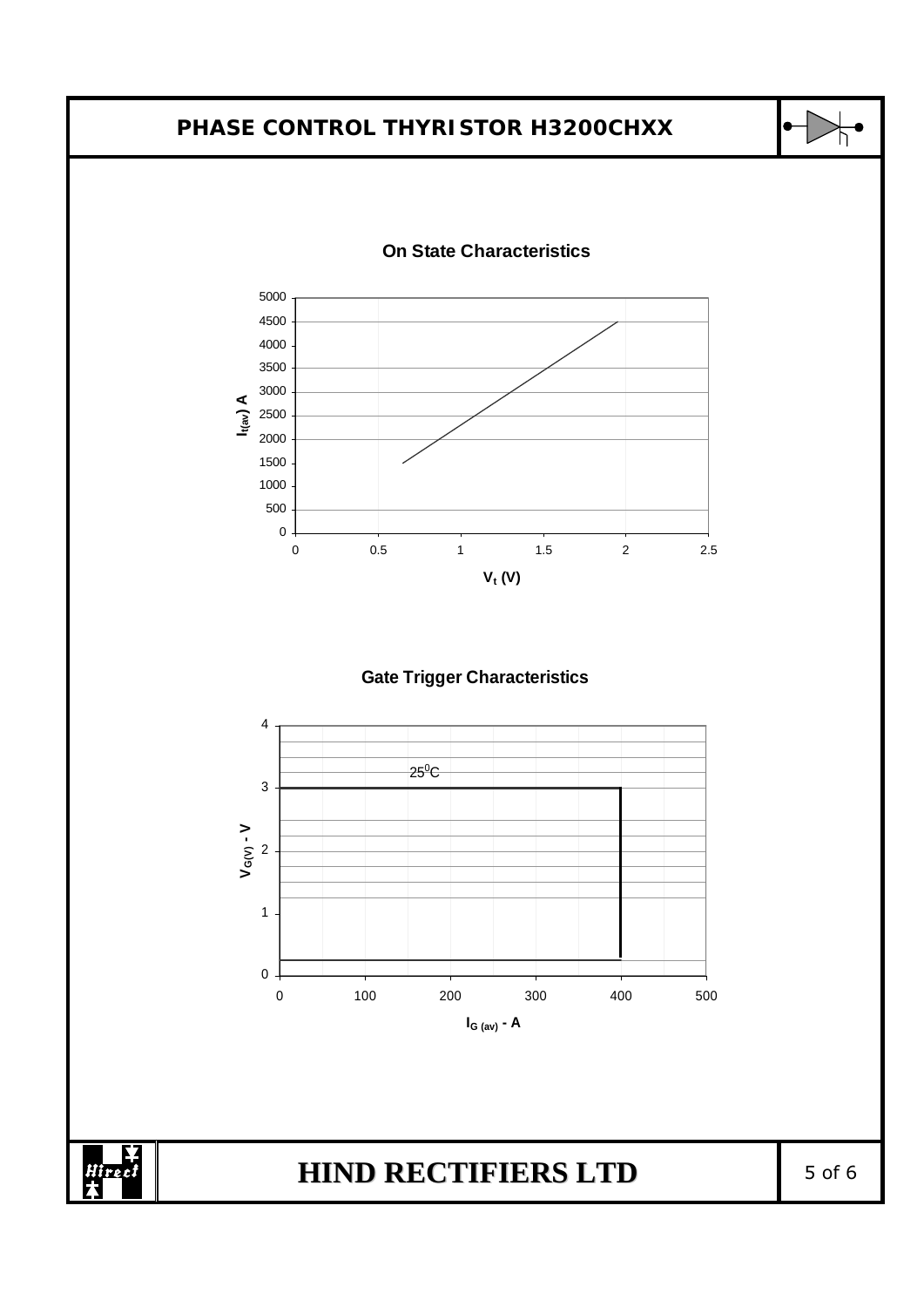# PHASE CONTROL THYRISTOR H3200CHXX

## On State Characteristics

$I_{t(av)}$ A

5000
4500
4000
3500
3000
2500
2000
1500
1000
500
0

0 0.5 1 1.5 2 2.5

$V_t$ (V)

## Gate Trigger Characteristics

$V_{G(V)}$ - V

4
3
2
1
0

$25^0$C

0 100 200 300 400 500

$I_{G\ (av)}$ - A

**HIND RECTIFIERS LTD**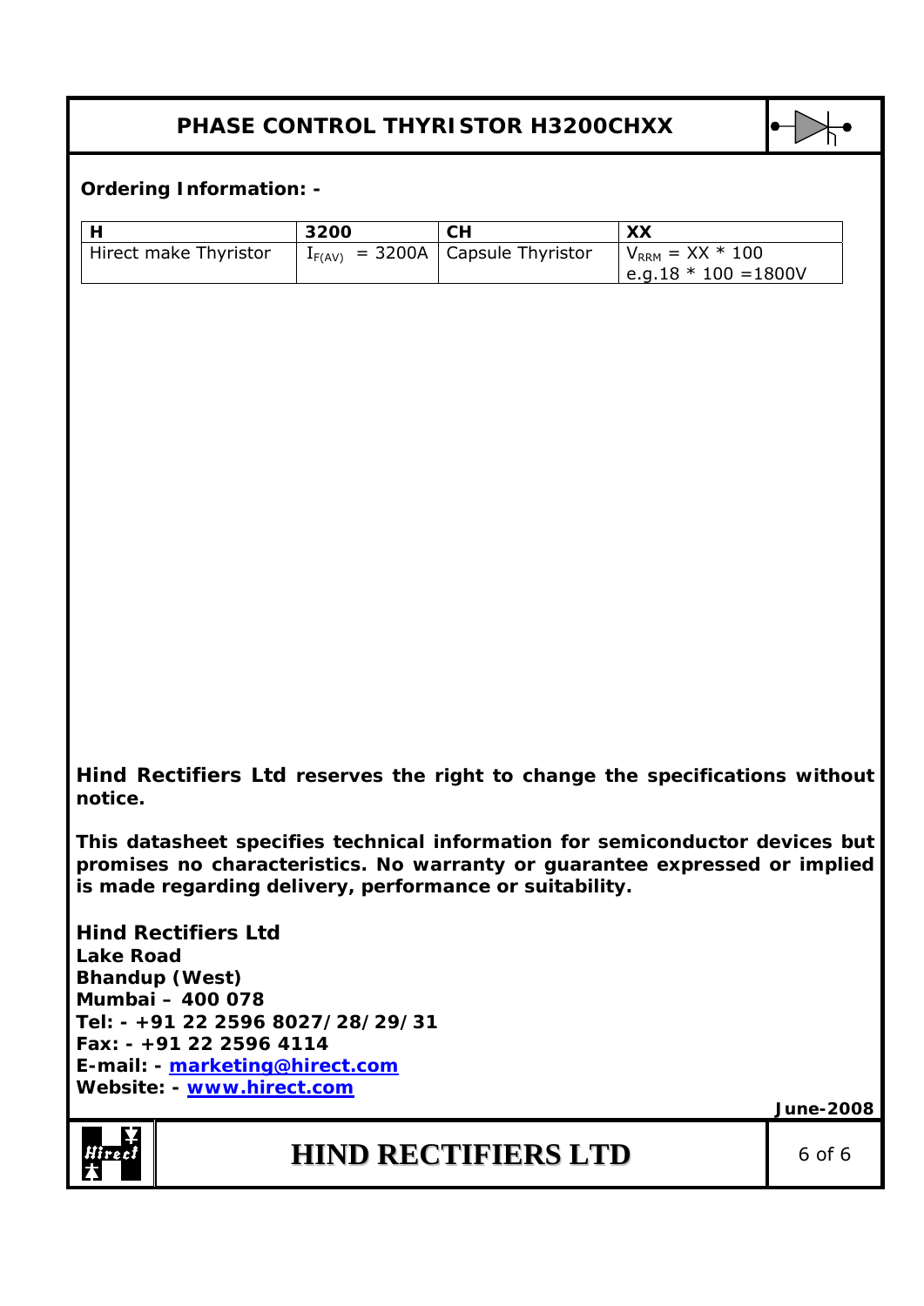# PHASE CONTROL THYRISTOR H3200CHXX

**Ordering Information: -**

| H | 3200 | CH | XX |
|---|---|---|---|
| Hirect make Thyristor | $I_{F(AV)}$ = 3200A | Capsule Thyristor | $V_{RRM}$ = XX * 100 e.g.18 * 100 =1800V |

**Hind Rectifiers Ltd reserves the right to change the specifications without notice.**

**This datasheet specifies technical information for semiconductor devices but promises no characteristics. No warranty or guarantee expressed or implied is made regarding delivery, performance or suitability.**

**Hind Rectifiers Ltd**
**Lake Road**
**Bhandup (West)**
**Mumbai – 400 078**
**Tel: - +91 22 2596 8027/28/29/31**
**Fax: - +91 22 2596 4114**
**E-mail: - marketing@hirect.com**
**Website: - www.hirect.com**

**June-2008**